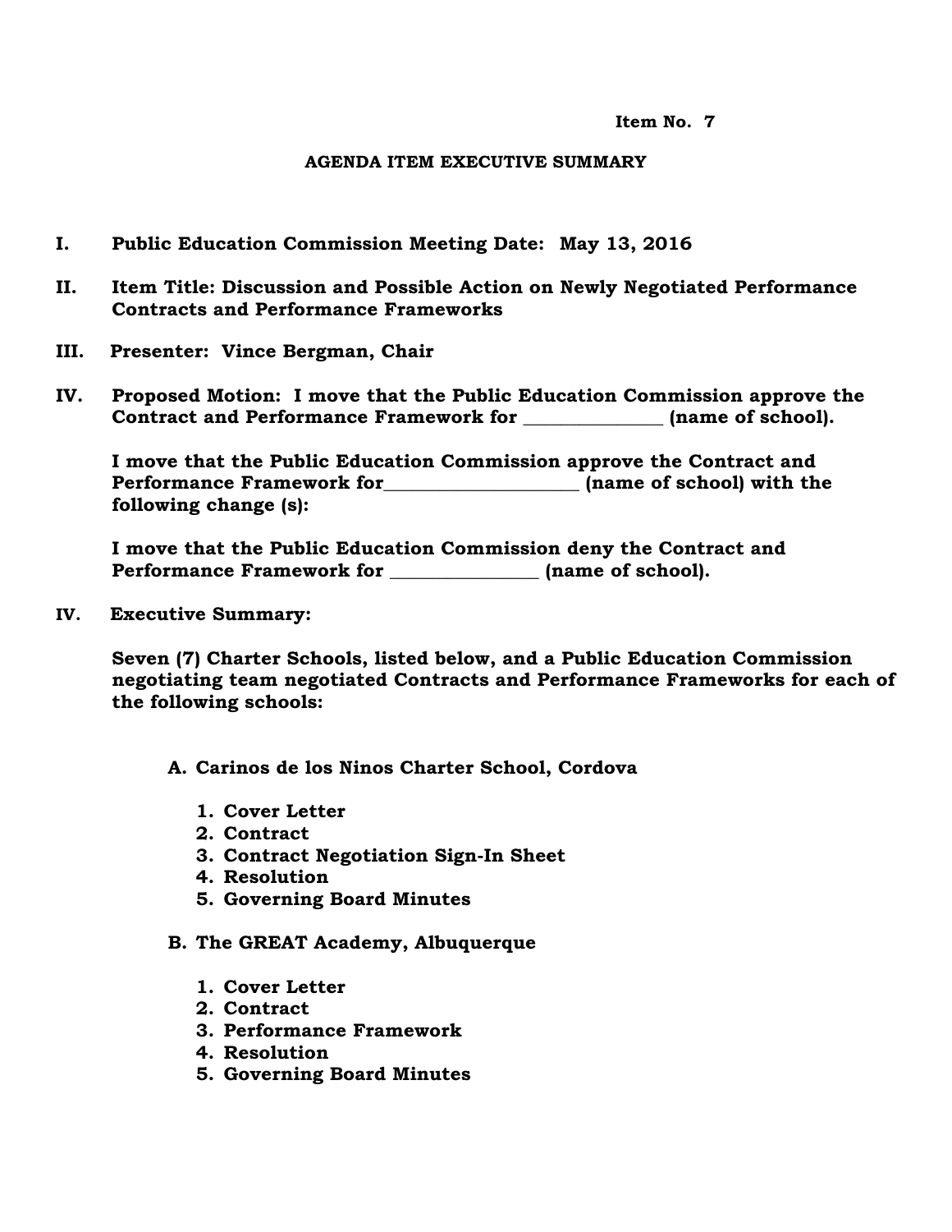**Item No. 7**

**AGENDA ITEM EXECUTIVE SUMMARY**

**I. Public Education Commission Meeting Date: May 13, 2016**

**II. Item Title: Discussion and Possible Action on Newly Negotiated Performance Contracts and Performance Frameworks**

**III. Presenter: Vince Bergman, Chair**

**IV. Proposed Motion: I move that the Public Education Commission approve the Contract and Performance Framework for _______________ (name of school).**

**I move that the Public Education Commission approve the Contract and Performance Framework for_____________________ (name of school) with the following change (s):**

**I move that the Public Education Commission deny the Contract and Performance Framework for ________________ (name of school).**

**IV. Executive Summary:**

**Seven (7) Charter Schools, listed below, and a Public Education Commission negotiating team negotiated Contracts and Performance Frameworks for each of the following schools:**

**A. Carinos de los Ninos Charter School, Cordova**

1. **Cover Letter**
2. **Contract**
3. **Contract Negotiation Sign-In Sheet**
4. **Resolution**
5. **Governing Board Minutes**

**B. The GREAT Academy, Albuquerque**

1. **Cover Letter**
2. **Contract**
3. **Performance Framework**
4. **Resolution**
5. **Governing Board Minutes**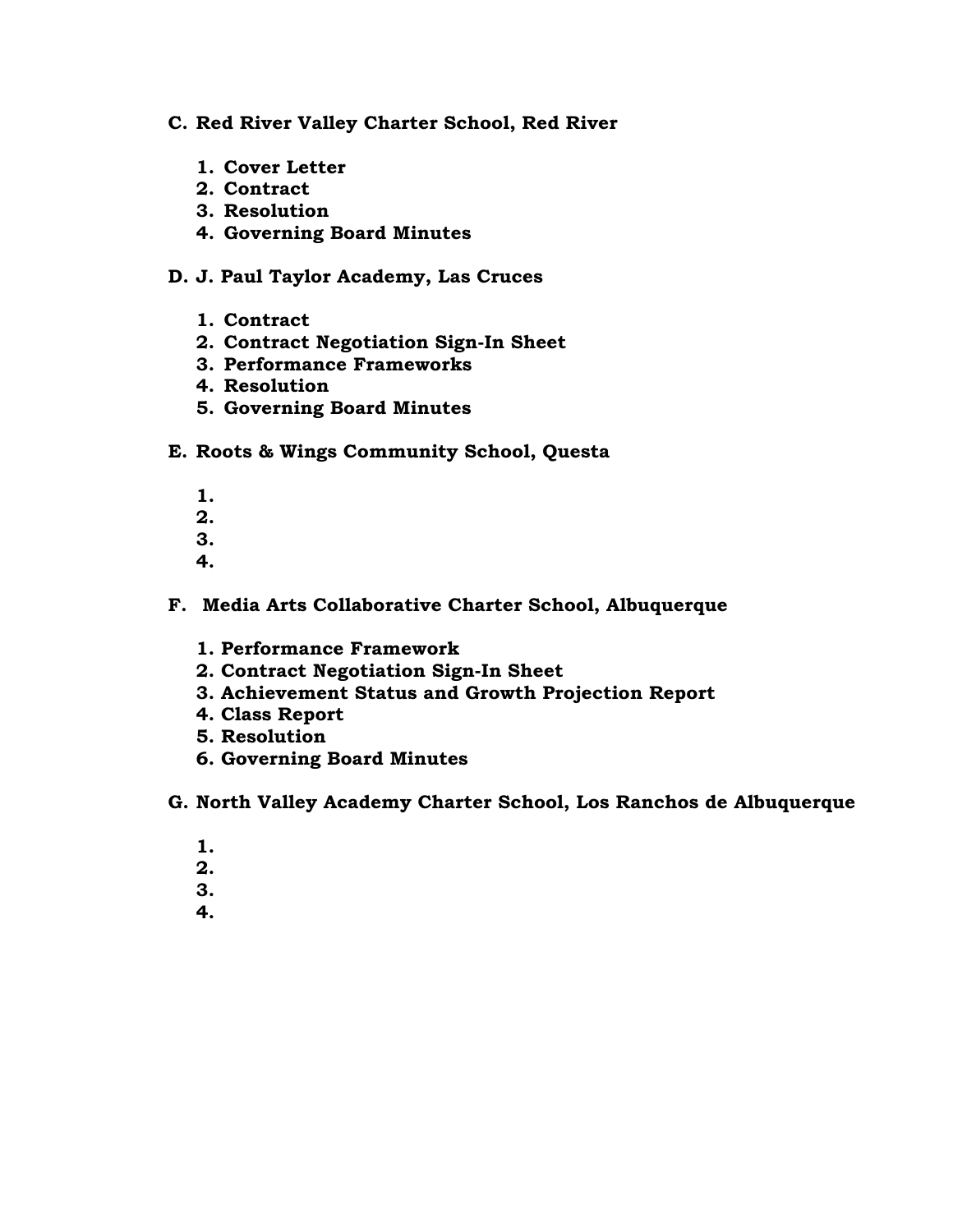**C. Red River Valley Charter School, Red River**

1. **Cover Letter**
2. **Contract**
3. **Resolution**
4. **Governing Board Minutes**

**D. J. Paul Taylor Academy, Las Cruces**

1. **Contract**
2. **Contract Negotiation Sign-In Sheet**
3. **Performance Frameworks**
4. **Resolution**
5. **Governing Board Minutes**

**E. Roots & Wings Community School, Questa**

1.
2.
3.
4.

**F. Media Arts Collaborative Charter School, Albuquerque**

1. **Performance Framework**
2. **Contract Negotiation Sign-In Sheet**
3. **Achievement Status and Growth Projection Report**
4. **Class Report**
5. **Resolution**
6. **Governing Board Minutes**

**G. North Valley Academy Charter School, Los Ranchos de Albuquerque**

1.
2.
3.
4.